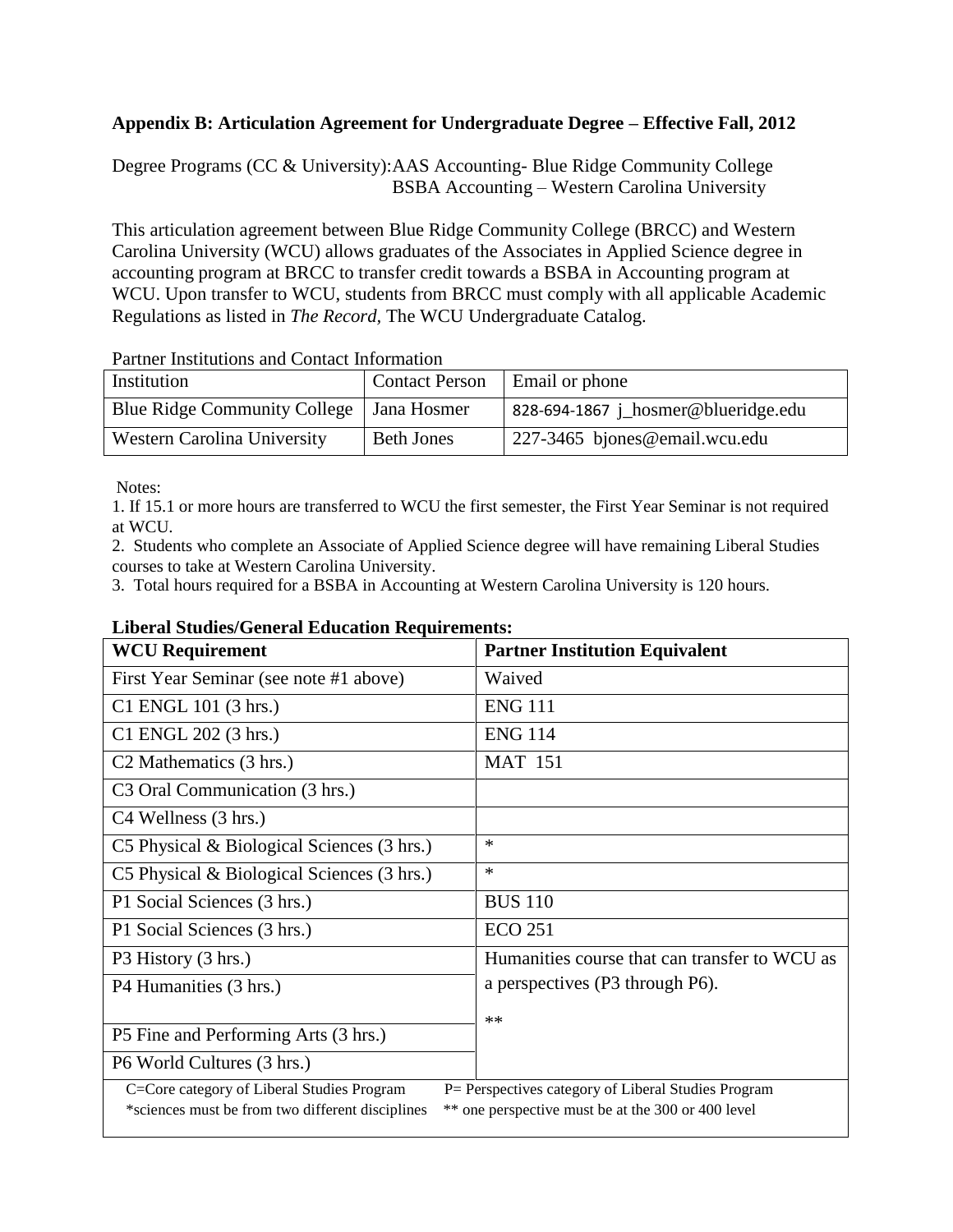### Appendix B: Articulation Agreement for Undergraduate Degree – Effective Fall, 2012

Degree Programs (CC & University): AAS Accounting- Blue Ridge Community College
BSBA Accounting – Western Carolina University

This articulation agreement between Blue Ridge Community College (BRCC) and Western Carolina University (WCU) allows graduates of the Associates in Applied Science degree in accounting program at BRCC to transfer credit towards a BSBA in Accounting program at WCU. Upon transfer to WCU, students from BRCC must comply with all applicable Academic Regulations as listed in *The Record*, The WCU Undergraduate Catalog.

Partner Institutions and Contact Information

| Institution | Contact Person | Email or phone |
|---|---|---|
| Blue Ridge Community College | Jana Hosmer | 828-694-1867 j_hosmer@blueridge.edu |
| Western Carolina University | Beth Jones | 227-3465 bjones@email.wcu.edu |

Notes:

1. If 15.1 or more hours are transferred to WCU the first semester, the First Year Seminar is not required at WCU.
2. Students who complete an Associate of Applied Science degree will have remaining Liberal Studies courses to take at Western Carolina University.
3. Total hours required for a BSBA in Accounting at Western Carolina University is 120 hours.

**Liberal Studies/General Education Requirements:**

| WCU Requirement | Partner Institution Equivalent |
|---|---|
| First Year Seminar (see note #1 above) | Waived |
| C1 ENGL 101 (3 hrs.) | ENG 111 |
| C1 ENGL 202 (3 hrs.) | ENG 114 |
| C2 Mathematics (3 hrs.) | MAT 151 |
| C3 Oral Communication (3 hrs.) | |
| C4 Wellness (3 hrs.) | |
| C5 Physical & Biological Sciences (3 hrs.) | * |
| C5 Physical & Biological Sciences (3 hrs.) | * |
| P1 Social Sciences (3 hrs.) | BUS 110 |
| P1 Social Sciences (3 hrs.) | ECO 251 |
| P3 History (3 hrs.) | Humanities course that can transfer to WCU as a perspectives (P3 through P6). ** |
| P4 Humanities (3 hrs.) | |
| P5 Fine and Performing Arts (3 hrs.) | |
| P6 World Cultures (3 hrs.) | |

C=Core category of Liberal Studies Program P= Perspectives category of Liberal Studies Program
*sciences must be from two different disciplines ** one perspective must be at the 300 or 400 level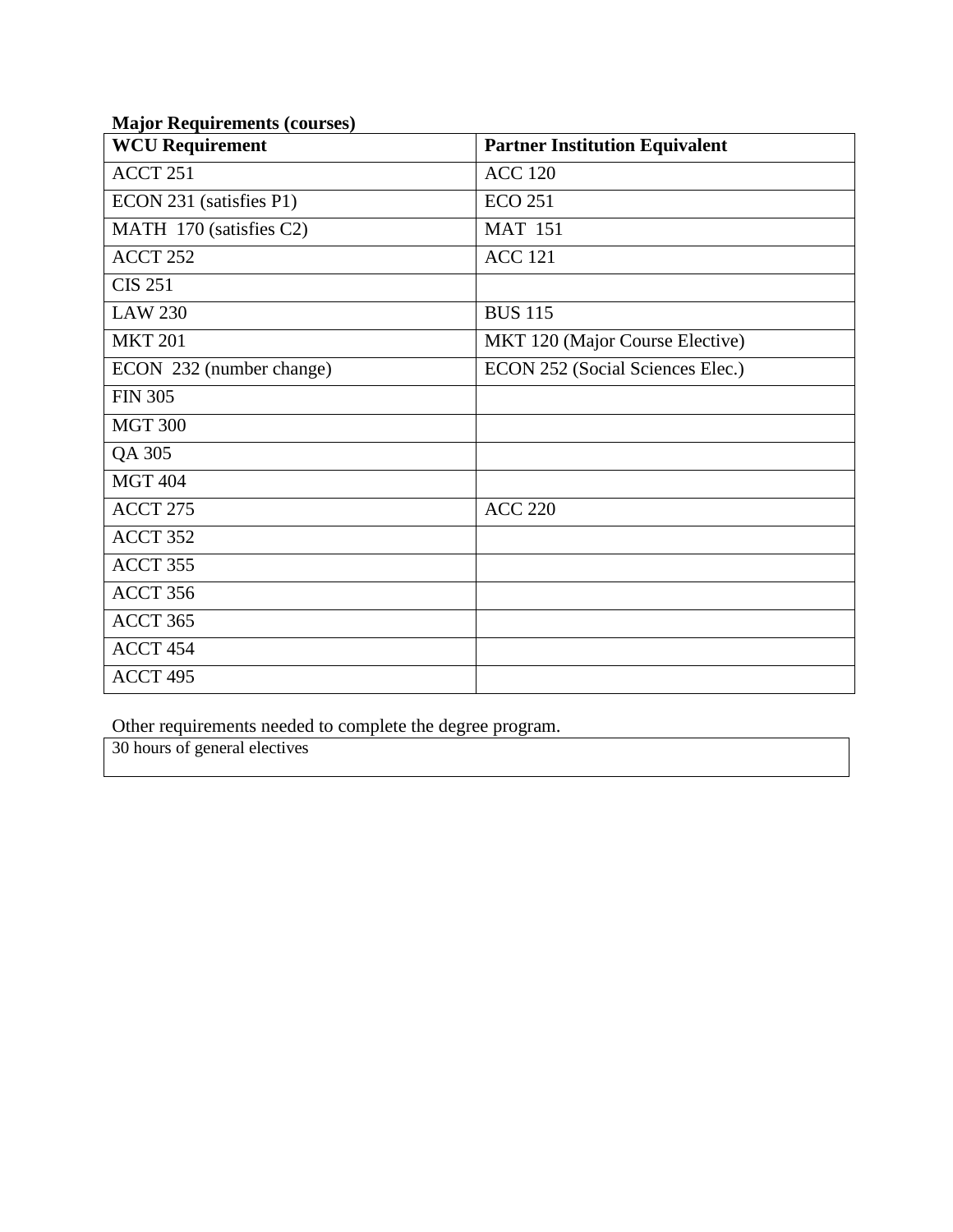**Major Requirements (courses)**

| WCU Requirement | Partner Institution Equivalent |
|---|---|
| ACCT 251 | ACC 120 |
| ECON 231 (satisfies P1) | ECO 251 |
| MATH 170 (satisfies C2) | MAT 151 |
| ACCT 252 | ACC 121 |
| CIS 251 | |
| LAW 230 | BUS 115 |
| MKT 201 | MKT 120 (Major Course Elective) |
| ECON 232 (number change) | ECON 252 (Social Sciences Elec.) |
| FIN 305 | |
| MGT 300 | |
| QA 305 | |
| MGT 404 | |
| ACCT 275 | ACC 220 |
| ACCT 352 | |
| ACCT 355 | |
| ACCT 356 | |
| ACCT 365 | |
| ACCT 454 | |
| ACCT 495 | |

Other requirements needed to complete the degree program.

| 30 hours of general electives |
|---|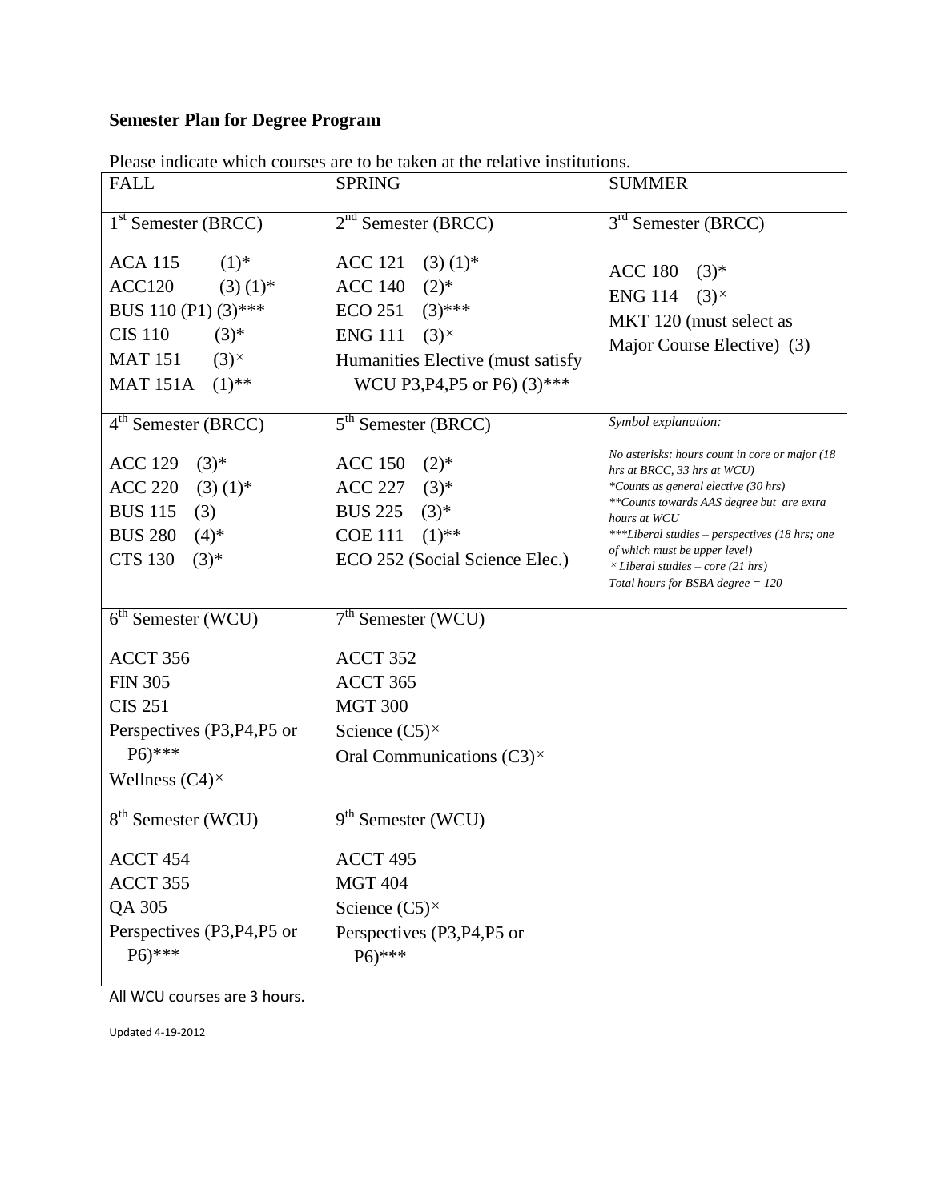**Semester Plan for Degree Program**

Please indicate which courses are to be taken at the relative institutions.

| FALL | SPRING | SUMMER |
|---|---|---|
| 1st Semester (BRCC)<br><br>ACA 115 (1)*<br>ACC120 (3) (1)*<br>BUS 110 (P1) (3)***<br>CIS 110 (3)*<br>MAT 151 (3)×<br>MAT 151A (1)** | 2nd Semester (BRCC)<br><br>ACC 121 (3) (1)*<br>ACC 140 (2)*<br>ECO 251 (3)***<br>ENG 111 (3)×<br>Humanities Elective (must satisfy WCU P3,P4,P5 or P6) (3)*** | 3rd Semester (BRCC)<br><br>ACC 180 (3)*<br>ENG 114 (3)×<br>MKT 120 (must select as Major Course Elective) (3) |
| 4th Semester (BRCC)<br><br>ACC 129 (3)*<br>ACC 220 (3) (1)*<br>BUS 115 (3)<br>BUS 280 (4)*<br>CTS 130 (3)* | 5th Semester (BRCC)<br><br>ACC 150 (2)*<br>ACC 227 (3)*<br>BUS 225 (3)*<br>COE 111 (1)**<br>ECO 252 (Social Science Elec.) | *Symbol explanation:*<br><br>*No asterisks: hours count in core or major (18 hrs at BRCC, 33 hrs at WCU)*<br>*\*Counts as general elective (30 hrs)*<br>*\*\*Counts towards AAS degree but are extra hours at WCU*<br>*\*\*\*Liberal studies – perspectives (18 hrs; one of which must be upper level)*<br>*× Liberal studies – core (21 hrs)*<br>*Total hours for BSBA degree = 120* |
| 6th Semester (WCU)<br><br>ACCT 356<br>FIN 305<br>CIS 251<br>Perspectives (P3,P4,P5 or P6)***<br>Wellness (C4)× | 7th Semester (WCU)<br><br>ACCT 352<br>ACCT 365<br>MGT 300<br>Science (C5)×<br>Oral Communications (C3)× | |
| 8th Semester (WCU)<br><br>ACCT 454<br>ACCT 355<br>QA 305<br>Perspectives (P3,P4,P5 or P6)*** | 9th Semester (WCU)<br><br>ACCT 495<br>MGT 404<br>Science (C5)×<br>Perspectives (P3,P4,P5 or P6)*** | |

All WCU courses are 3 hours.

Updated 4-19-2012